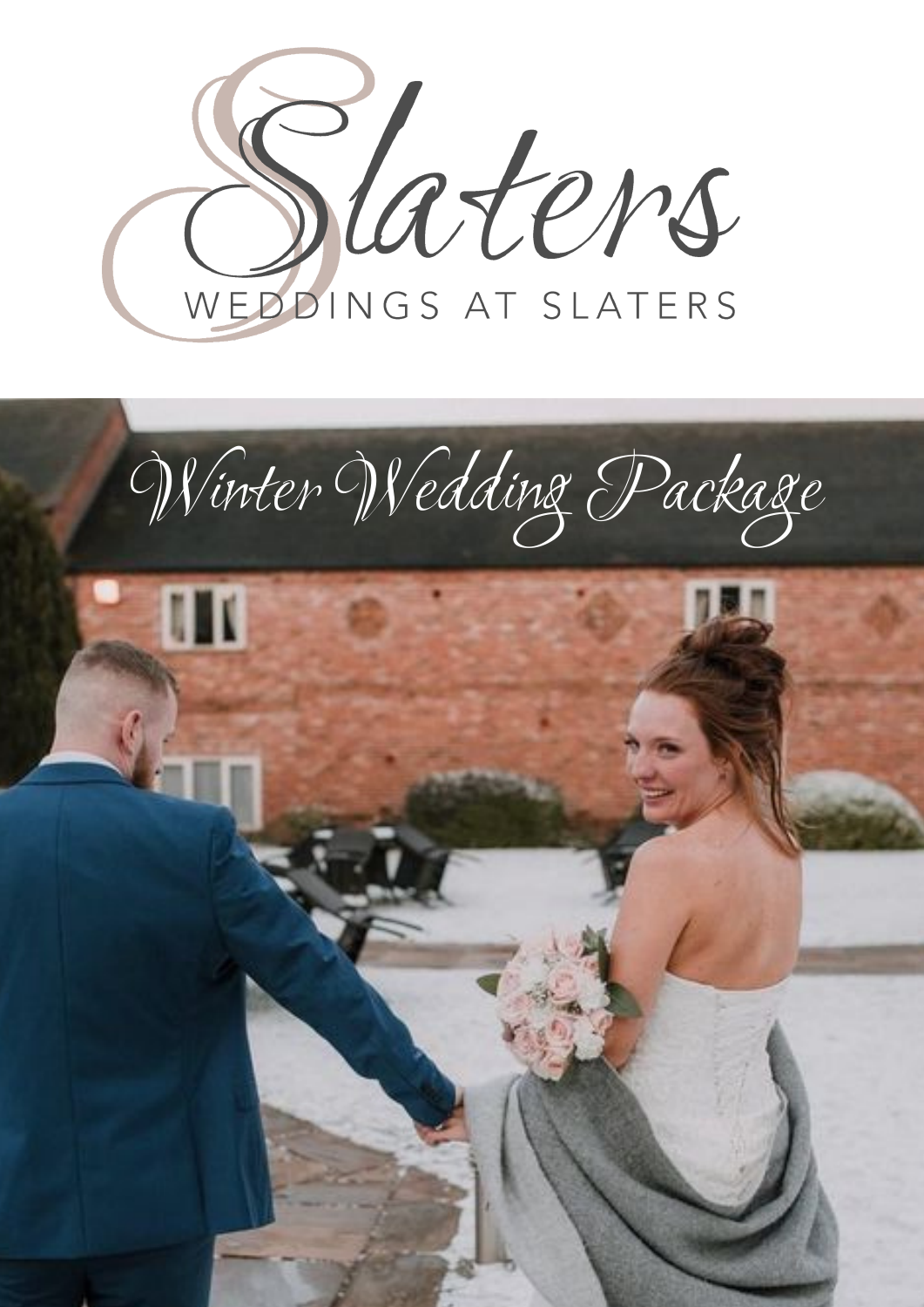# Slaters

WEDDINGS AT SLATERS

## Winter Wedding Package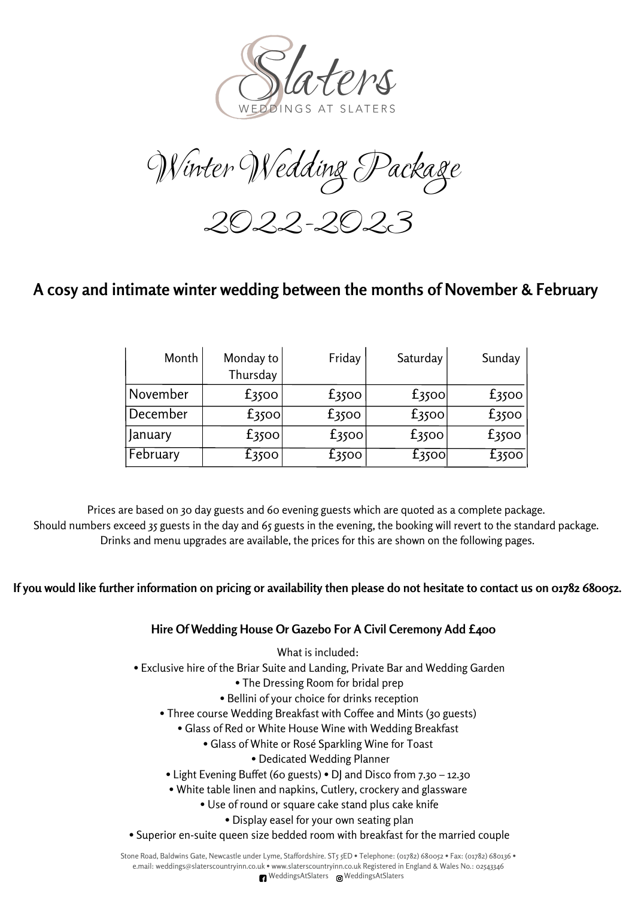Slaters

WEDDINGS AT SLATERS

# Winter Wedding Package

# 2022-2023

## A cosy and intimate winter wedding between the months of November & February

| Month | Monday to Thursday | Friday | Saturday | Sunday |
|---|---|---|---|---|
| November | £3500 | £3500 | £3500 | £3500 |
| December | £3500 | £3500 | £3500 | £3500 |
| January | £3500 | £3500 | £3500 | £3500 |
| February | £3500 | £3500 | £3500 | £3500 |

Prices are based on 30 day guests and 60 evening guests which are quoted as a complete package.
Should numbers exceed 35 guests in the day and 65 guests in the evening, the booking will revert to the standard package.
Drinks and menu upgrades are available, the prices for this are shown on the following pages.

**If you would like further information on pricing or availability then please do not hesitate to contact us on 01782 680052.**

**Hire Of Wedding House Or Gazebo For A Civil Ceremony Add £400**

What is included:

- Exclusive hire of the Briar Suite and Landing, Private Bar and Wedding Garden
- The Dressing Room for bridal prep
- Bellini of your choice for drinks reception
- Three course Wedding Breakfast with Coffee and Mints (30 guests)
- Glass of Red or White House Wine with Wedding Breakfast
- Glass of White or Rosé Sparkling Wine for Toast
- Dedicated Wedding Planner
- Light Evening Buffet (60 guests) • DJ and Disco from 7.30 – 12.30
- White table linen and napkins, Cutlery, crockery and glassware
- Use of round or square cake stand plus cake knife
- Display easel for your own seating plan
- Superior en-suite queen size bedded room with breakfast for the married couple

Stone Road, Baldwins Gate, Newcastle under Lyme, Staffordshire. ST5 5ED • Telephone: (01782) 680052 • Fax: (01782) 680136 • e.mail: weddings@slaterscountryinn.co.uk • www.slaterscountryinn.co.uk Registered in England & Wales No.: 02543346
WeddingsAtSlaters WeddingsAtSlaters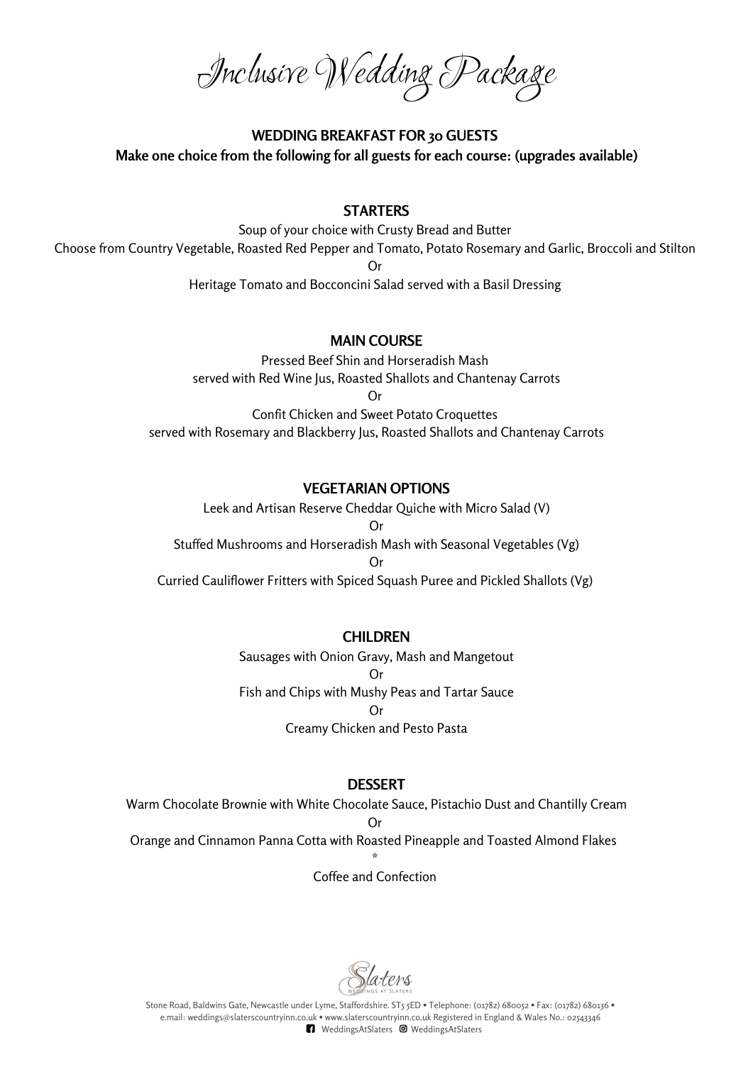# Inclusive Wedding Package

**WEDDING BREAKFAST FOR 30 GUESTS**

**Make one choice from the following for all guests for each course: (upgrades available)**

## STARTERS

Soup of your choice with Crusty Bread and Butter

Choose from Country Vegetable, Roasted Red Pepper and Tomato, Potato Rosemary and Garlic, Broccoli and Stilton

Or

Heritage Tomato and Bocconcini Salad served with a Basil Dressing

## MAIN COURSE

Pressed Beef Shin and Horseradish Mash
served with Red Wine Jus, Roasted Shallots and Chantenay Carrots

Or

Confit Chicken and Sweet Potato Croquettes
served with Rosemary and Blackberry Jus, Roasted Shallots and Chantenay Carrots

## VEGETARIAN OPTIONS

Leek and Artisan Reserve Cheddar Quiche with Micro Salad (V)

Or

Stuffed Mushrooms and Horseradish Mash with Seasonal Vegetables (Vg)

Or

Curried Cauliflower Fritters with Spiced Squash Puree and Pickled Shallots (Vg)

## CHILDREN

Sausages with Onion Gravy, Mash and Mangetout

Or

Fish and Chips with Mushy Peas and Tartar Sauce

Or

Creamy Chicken and Pesto Pasta

## DESSERT

Warm Chocolate Brownie with White Chocolate Sauce, Pistachio Dust and Chantilly Cream

Or

Orange and Cinnamon Panna Cotta with Roasted Pineapple and Toasted Almond Flakes

*

Coffee and Confection

Slaters
WEDDINGS AT SLATERS

Stone Road, Baldwins Gate, Newcastle under Lyme, Staffordshire. ST5 5ED • Telephone: (01782) 680052 • Fax: (01782) 680136 • e.mail: weddings@slaterscountryinn.co.uk • www.slaterscountryinn.co.uk Registered in England & Wales No.: 02543346

WeddingsAtSlaters WeddingsAtSlaters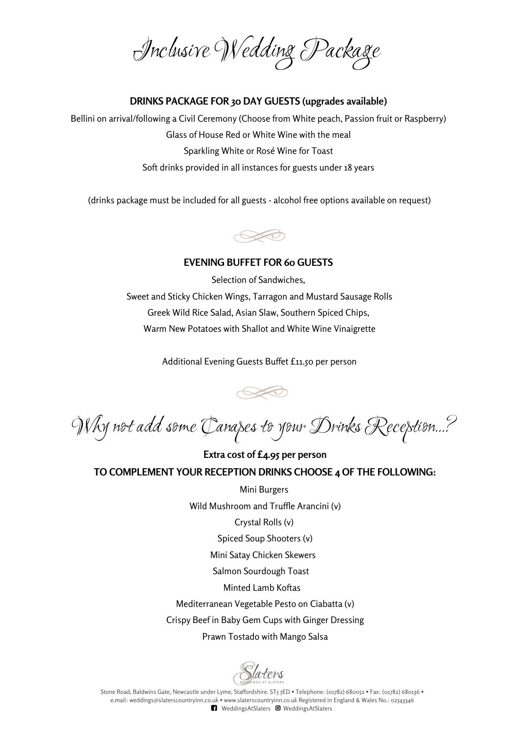# Inclusive Wedding Package

**DRINKS PACKAGE FOR 30 DAY GUESTS (upgrades available)**

Bellini on arrival/following a Civil Ceremony (Choose from White peach, Passion fruit or Raspberry)

Glass of House Red or White Wine with the meal

Sparkling White or Rosé Wine for Toast

Soft drinks provided in all instances for guests under 18 years

(drinks package must be included for all guests - alcohol free options available on request)

**EVENING BUFFET FOR 60 GUESTS**

Selection of Sandwiches,

Sweet and Sticky Chicken Wings, Tarragon and Mustard Sausage Rolls

Greek Wild Rice Salad, Asian Slaw, Southern Spiced Chips,

Warm New Potatoes with Shallot and White Wine Vinaigrette

Additional Evening Guests Buffet £11.50 per person

# Why not add some Canapes to your Drinks Reception...?

**Extra cost of £4.95 per person**

**TO COMPLEMENT YOUR RECEPTION DRINKS CHOOSE 4 OF THE FOLLOWING:**

Mini Burgers

Wild Mushroom and Truffle Arancini (v)

Crystal Rolls (v)

Spiced Soup Shooters (v)

Mini Satay Chicken Skewers

Salmon Sourdough Toast

Minted Lamb Koftas

Mediterranean Vegetable Pesto on Ciabatta (v)

Crispy Beef in Baby Gem Cups with Ginger Dressing

Prawn Tostado with Mango Salsa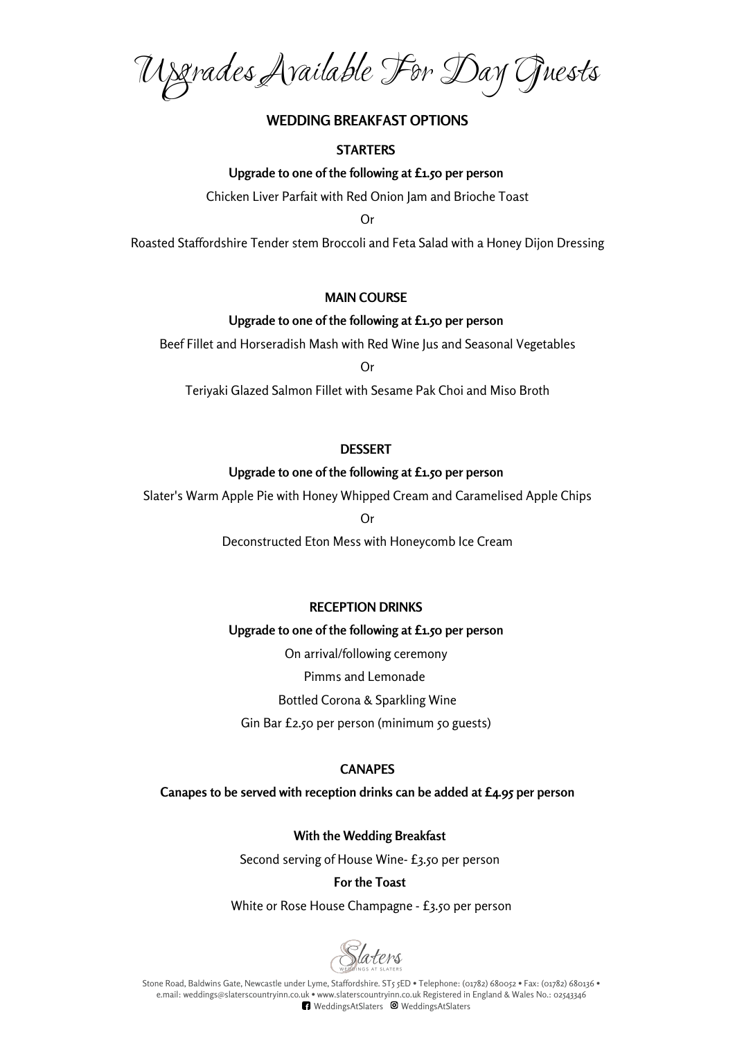# Upgrades Available For Day Guests

## WEDDING BREAKFAST OPTIONS

### STARTERS

**Upgrade to one of the following at £1.50 per person**

Chicken Liver Parfait with Red Onion Jam and Brioche Toast

Or

Roasted Staffordshire Tender stem Broccoli and Feta Salad with a Honey Dijon Dressing

### MAIN COURSE

**Upgrade to one of the following at £1.50 per person**

Beef Fillet and Horseradish Mash with Red Wine Jus and Seasonal Vegetables

Or

Teriyaki Glazed Salmon Fillet with Sesame Pak Choi and Miso Broth

### DESSERT

**Upgrade to one of the following at £1.50 per person**

Slater's Warm Apple Pie with Honey Whipped Cream and Caramelised Apple Chips

Or

Deconstructed Eton Mess with Honeycomb Ice Cream

### RECEPTION DRINKS

**Upgrade to one of the following at £1.50 per person**

On arrival/following ceremony

Pimms and Lemonade

Bottled Corona & Sparkling Wine

Gin Bar £2.50 per person (minimum 50 guests)

### CANAPES

**Canapes to be served with reception drinks can be added at £4.95 per person**

**With the Wedding Breakfast**

Second serving of House Wine- £3.50 per person

**For the Toast**

White or Rose House Champagne - £3.50 per person

Slaters Weddings at Slaters

Stone Road, Baldwins Gate, Newcastle under Lyme, Staffordshire. ST5 5ED • Telephone: (01782) 680052 • Fax: (01782) 680136 • e.mail: weddings@slaterscountryinn.co.uk • www.slaterscountryinn.co.uk Registered in England & Wales No.: 02543346

WeddingsAtSlaters WeddingsAtSlaters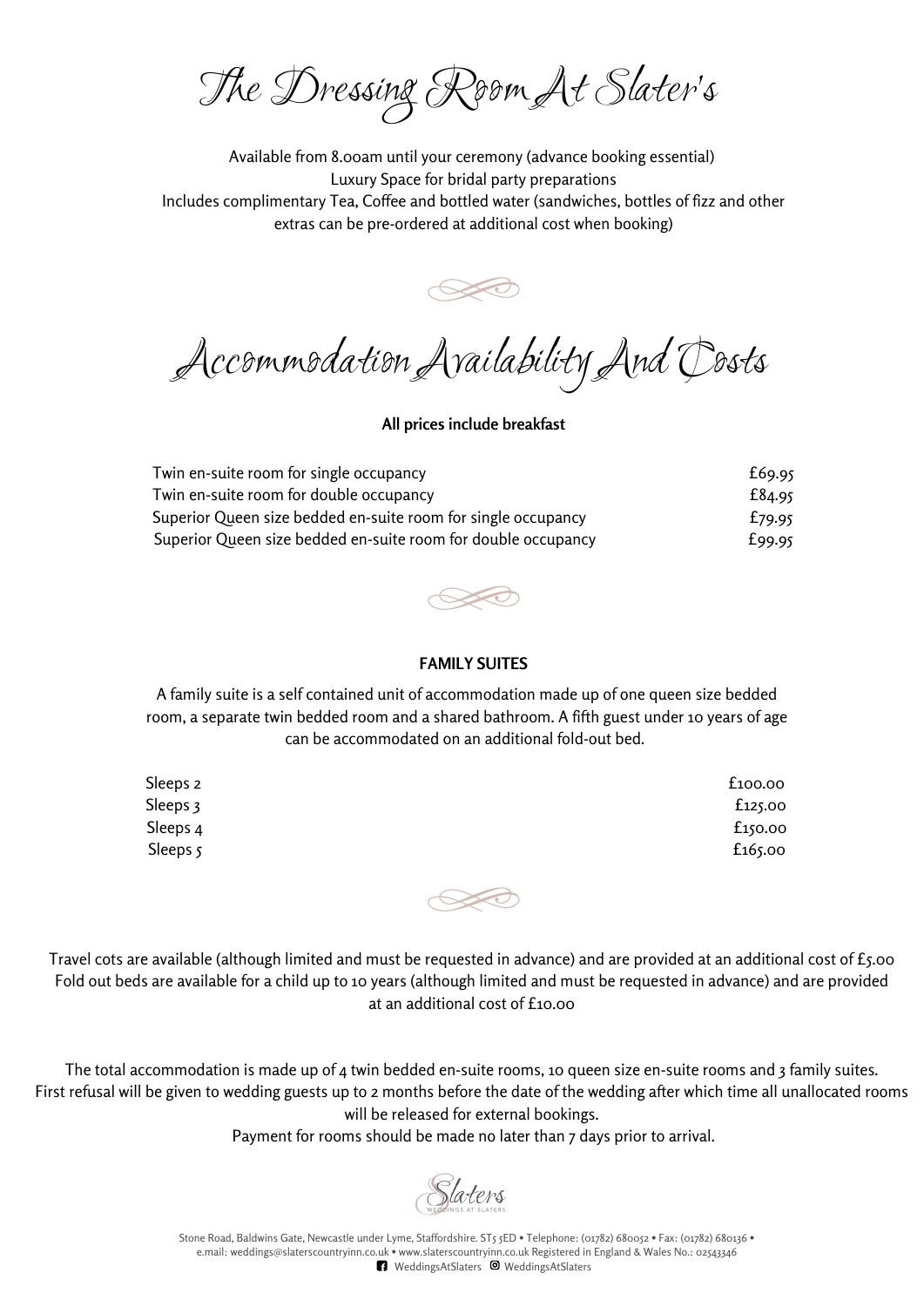# The Dressing Room At Slater's

Available from 8.00am until your ceremony (advance booking essential)
Luxury Space for bridal party preparations
Includes complimentary Tea, Coffee and bottled water (sandwiches, bottles of fizz and other extras can be pre-ordered at additional cost when booking)

# Accommodation Availability And Costs

**All prices include breakfast**

| | |
|---|---|
| Twin en-suite room for single occupancy | £69.95 |
| Twin en-suite room for double occupancy | £84.95 |
| Superior Queen size bedded en-suite room for single occupancy | £79.95 |
| Superior Queen size bedded en-suite room for double occupancy | £99.95 |

### FAMILY SUITES

A family suite is a self contained unit of accommodation made up of one queen size bedded room, a separate twin bedded room and a shared bathroom. A fifth guest under 10 years of age can be accommodated on an additional fold-out bed.

| | |
|---|---|
| Sleeps 2 | £100.00 |
| Sleeps 3 | £125.00 |
| Sleeps 4 | £150.00 |
| Sleeps 5 | £165.00 |

Travel cots are available (although limited and must be requested in advance) and are provided at an additional cost of £5.00
Fold out beds are available for a child up to 10 years (although limited and must be requested in advance) and are provided at an additional cost of £10.00

The total accommodation is made up of 4 twin bedded en-suite rooms, 10 queen size en-suite rooms and 3 family suites. First refusal will be given to wedding guests up to 2 months before the date of the wedding after which time all unallocated rooms will be released for external bookings.
Payment for rooms should be made no later than 7 days prior to arrival.

Slaters
WEDDINGS AT SLATERS

Stone Road, Baldwins Gate, Newcastle under Lyme, Staffordshire. ST5 5ED • Telephone: (01782) 680052 • Fax: (01782) 680136 • e.mail: weddings@slaterscountryinn.co.uk • www.slaterscountryinn.co.uk Registered in England & Wales No.: 02543346
WeddingsAtSlaters WeddingsAtSlaters